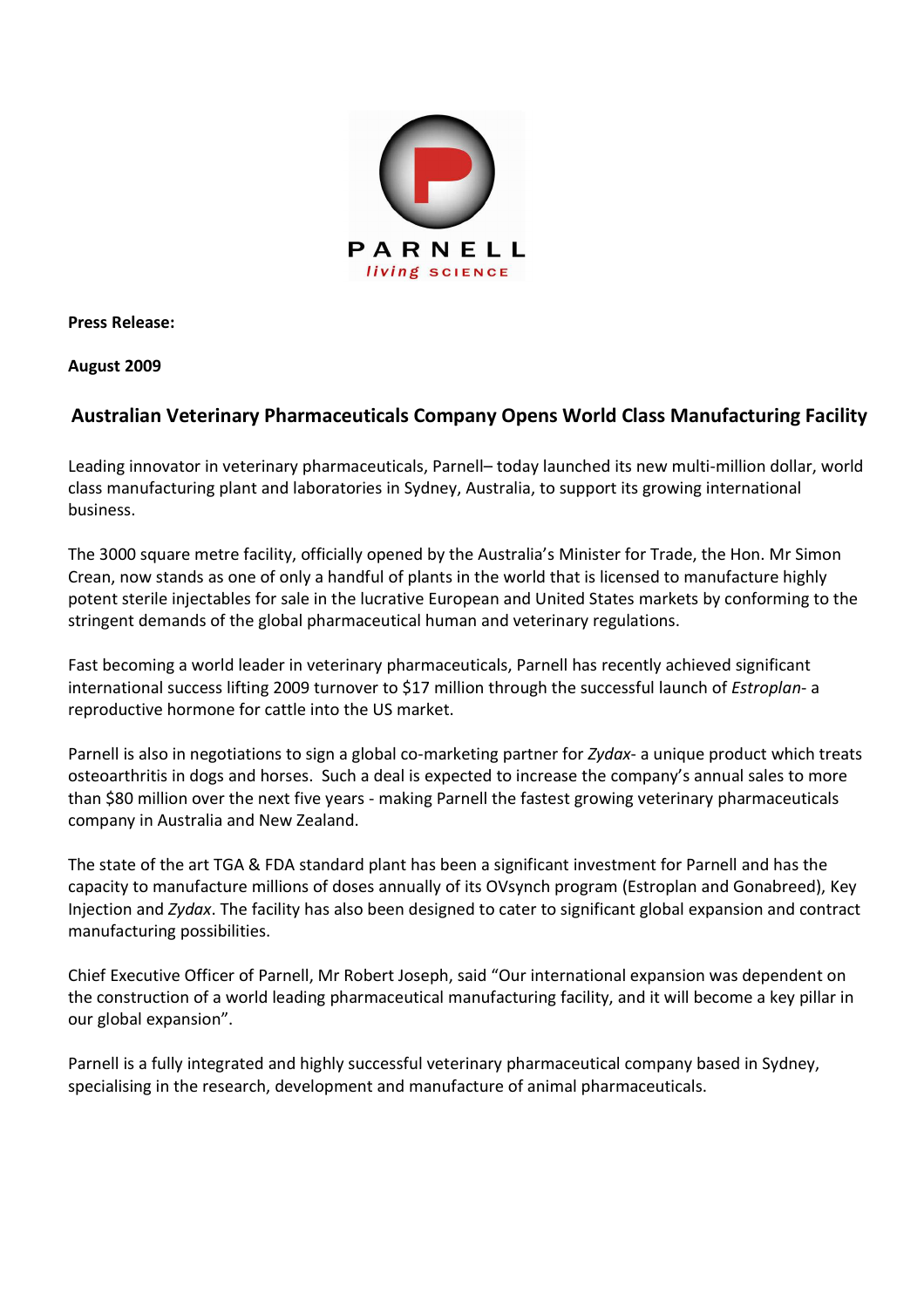PARNELL

*living* SCIENCE

**Press Release:**

**August 2009**

## Australian Veterinary Pharmaceuticals Company Opens World Class Manufacturing Facility

Leading innovator in veterinary pharmaceuticals, Parnell– today launched its new multi-million dollar, world class manufacturing plant and laboratories in Sydney, Australia, to support its growing international business.

The 3000 square metre facility, officially opened by the Australia's Minister for Trade, the Hon. Mr Simon Crean, now stands as one of only a handful of plants in the world that is licensed to manufacture highly potent sterile injectables for sale in the lucrative European and United States markets by conforming to the stringent demands of the global pharmaceutical human and veterinary regulations.

Fast becoming a world leader in veterinary pharmaceuticals, Parnell has recently achieved significant international success lifting 2009 turnover to $17 million through the successful launch of *Estroplan*- a reproductive hormone for cattle into the US market.

Parnell is also in negotiations to sign a global co-marketing partner for *Zydax*- a unique product which treats osteoarthritis in dogs and horses. Such a deal is expected to increase the company's annual sales to more than $80 million over the next five years - making Parnell the fastest growing veterinary pharmaceuticals company in Australia and New Zealand.

The state of the art TGA & FDA standard plant has been a significant investment for Parnell and has the capacity to manufacture millions of doses annually of its OVsynch program (Estroplan and Gonabreed), Key Injection and *Zydax*. The facility has also been designed to cater to significant global expansion and contract manufacturing possibilities.

Chief Executive Officer of Parnell, Mr Robert Joseph, said "Our international expansion was dependent on the construction of a world leading pharmaceutical manufacturing facility, and it will become a key pillar in our global expansion".

Parnell is a fully integrated and highly successful veterinary pharmaceutical company based in Sydney, specialising in the research, development and manufacture of animal pharmaceuticals.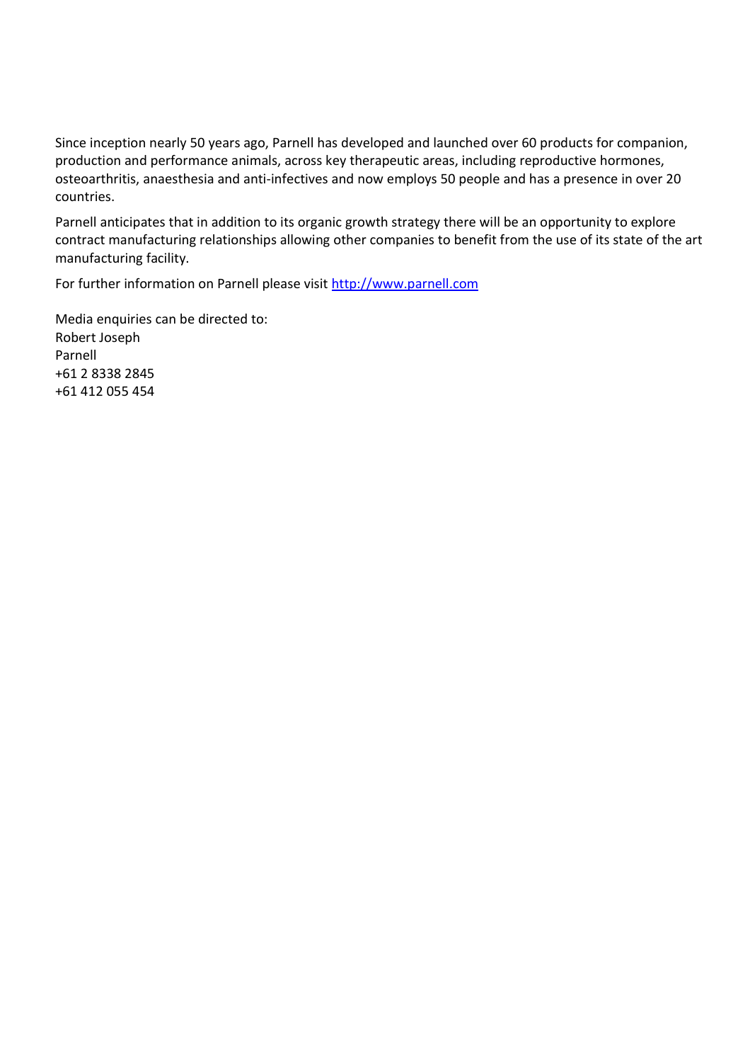Since inception nearly 50 years ago, Parnell has developed and launched over 60 products for companion, production and performance animals, across key therapeutic areas, including reproductive hormones, osteoarthritis, anaesthesia and anti-infectives and now employs 50 people and has a presence in over 20 countries.

Parnell anticipates that in addition to its organic growth strategy there will be an opportunity to explore contract manufacturing relationships allowing other companies to benefit from the use of its state of the art manufacturing facility.

For further information on Parnell please visit [http://www.parnell.com](http://www.parnell.com)

Media enquiries can be directed to:  
Robert Joseph  
Parnell  
+61 2 8338 2845  
+61 412 055 454